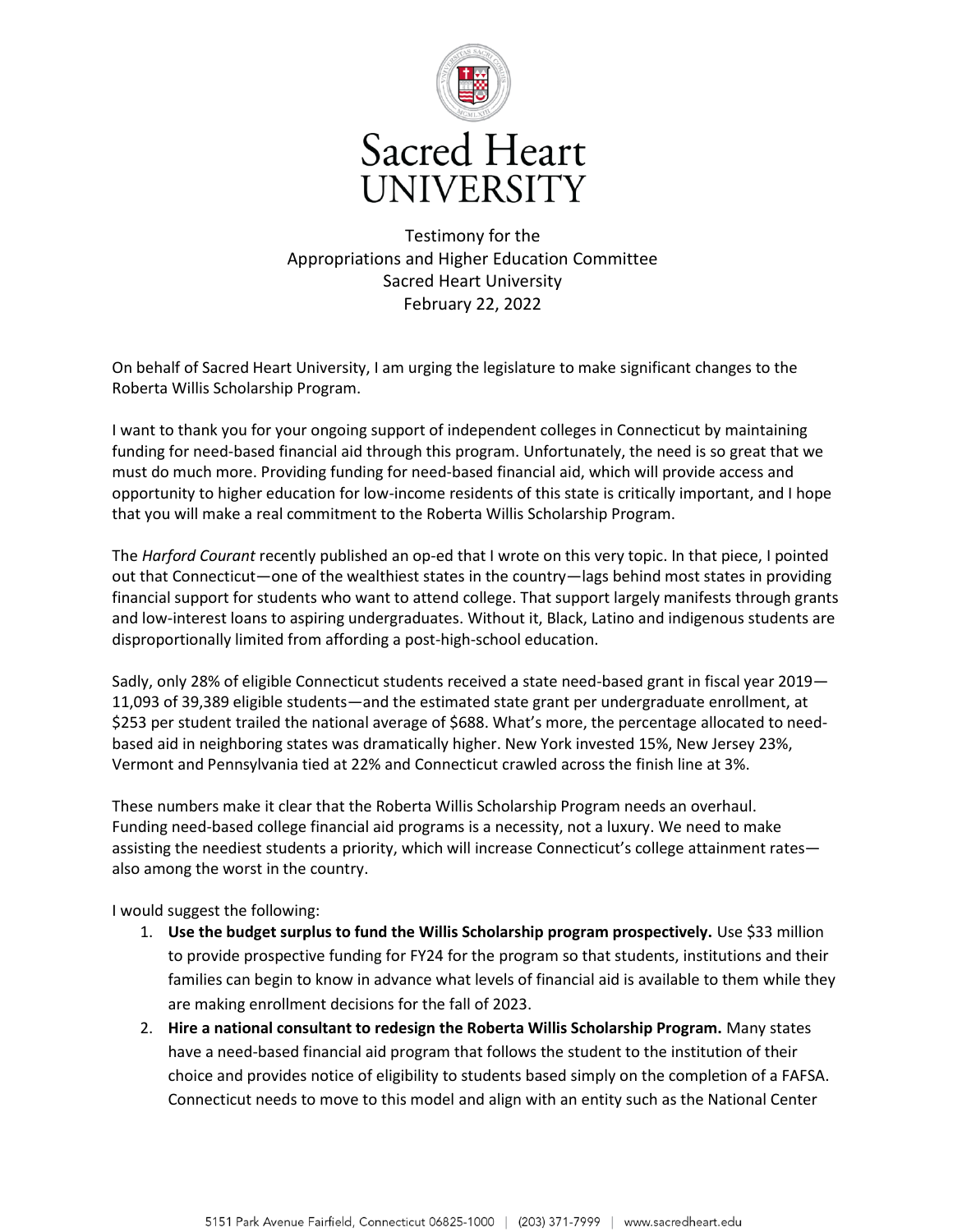# Sacred Heart UNIVERSITY

Testimony for the
Appropriations and Higher Education Committee
Sacred Heart University
February 22, 2022

On behalf of Sacred Heart University, I am urging the legislature to make significant changes to the Roberta Willis Scholarship Program.

I want to thank you for your ongoing support of independent colleges in Connecticut by maintaining funding for need-based financial aid through this program. Unfortunately, the need is so great that we must do much more. Providing funding for need-based financial aid, which will provide access and opportunity to higher education for low-income residents of this state is critically important, and I hope that you will make a real commitment to the Roberta Willis Scholarship Program.

The *Harford Courant* recently published an op-ed that I wrote on this very topic. In that piece, I pointed out that Connecticut—one of the wealthiest states in the country—lags behind most states in providing financial support for students who want to attend college. That support largely manifests through grants and low-interest loans to aspiring undergraduates. Without it, Black, Latino and indigenous students are disproportionally limited from affording a post-high-school education.

Sadly, only 28% of eligible Connecticut students received a state need-based grant in fiscal year 2019—11,093 of 39,389 eligible students—and the estimated state grant per undergraduate enrollment, at $253 per student trailed the national average of $688. What's more, the percentage allocated to need-based aid in neighboring states was dramatically higher. New York invested 15%, New Jersey 23%, Vermont and Pennsylvania tied at 22% and Connecticut crawled across the finish line at 3%.

These numbers make it clear that the Roberta Willis Scholarship Program needs an overhaul. Funding need-based college financial aid programs is a necessity, not a luxury. We need to make assisting the neediest students a priority, which will increase Connecticut's college attainment rates—also among the worst in the country.

I would suggest the following:

1. **Use the budget surplus to fund the Willis Scholarship program prospectively.** Use $33 million to provide prospective funding for FY24 for the program so that students, institutions and their families can begin to know in advance what levels of financial aid is available to them while they are making enrollment decisions for the fall of 2023.
2. **Hire a national consultant to redesign the Roberta Willis Scholarship Program.** Many states have a need-based financial aid program that follows the student to the institution of their choice and provides notice of eligibility to students based simply on the completion of a FAFSA. Connecticut needs to move to this model and align with an entity such as the National Center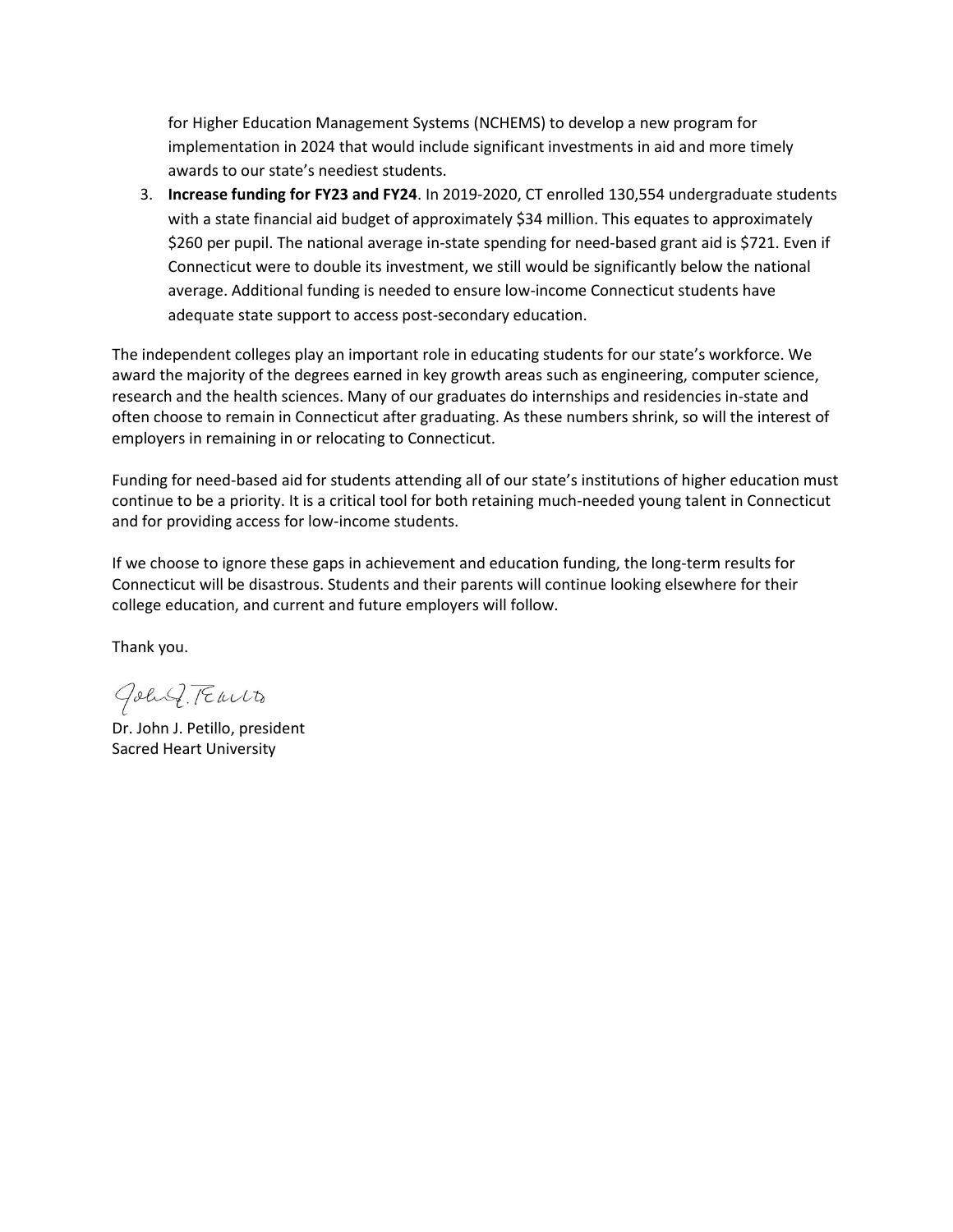for Higher Education Management Systems (NCHEMS) to develop a new program for implementation in 2024 that would include significant investments in aid and more timely awards to our state's neediest students.

3. **Increase funding for FY23 and FY24**. In 2019-2020, CT enrolled 130,554 undergraduate students with a state financial aid budget of approximately $34 million. This equates to approximately $260 per pupil. The national average in-state spending for need-based grant aid is $721. Even if Connecticut were to double its investment, we still would be significantly below the national average. Additional funding is needed to ensure low-income Connecticut students have adequate state support to access post-secondary education.

The independent colleges play an important role in educating students for our state's workforce. We award the majority of the degrees earned in key growth areas such as engineering, computer science, research and the health sciences. Many of our graduates do internships and residencies in-state and often choose to remain in Connecticut after graduating. As these numbers shrink, so will the interest of employers in remaining in or relocating to Connecticut.

Funding for need-based aid for students attending all of our state's institutions of higher education must continue to be a priority. It is a critical tool for both retaining much-needed young talent in Connecticut and for providing access for low-income students.

If we choose to ignore these gaps in achievement and education funding, the long-term results for Connecticut will be disastrous. Students and their parents will continue looking elsewhere for their college education, and current and future employers will follow.

Thank you.

Dr. John J. Petillo, president
Sacred Heart University